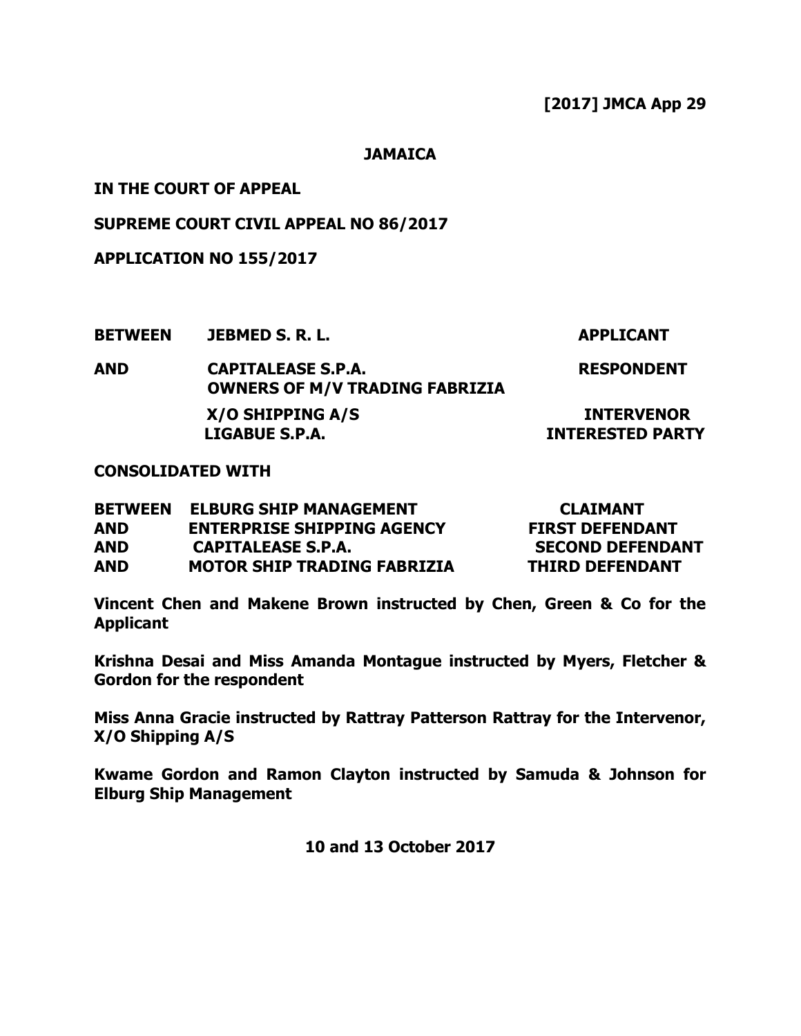**[2017] JMCA App 29**

**JAMAICA**

**IN THE COURT OF APPEAL**

**SUPREME COURT CIVIL APPEAL NO 86/2017**

**APPLICATION NO 155/2017**

| | | |
|---|---|---|
| **BETWEEN** | **JEBMED S. R. L.** | **APPLICANT** |
| **AND** | **CAPITALEASE S.P.A.**<br>**OWNERS OF M/V TRADING FABRIZIA** | **RESPONDENT** |
| | **X/O SHIPPING A/S** | **INTERVENOR** |
| | **LIGABUE S.P.A.** | **INTERESTED PARTY** |

**CONSOLIDATED WITH**

| | | |
|---|---|---|
| **BETWEEN** | **ELBURG SHIP MANAGEMENT** | **CLAIMANT** |
| **AND** | **ENTERPRISE SHIPPING AGENCY** | **FIRST DEFENDANT** |
| **AND** | **CAPITALEASE S.P.A.** | **SECOND DEFENDANT** |
| **AND** | **MOTOR SHIP TRADING FABRIZIA** | **THIRD DEFENDANT** |

**Vincent Chen and Makene Brown instructed by Chen, Green & Co for the Applicant**

**Krishna Desai and Miss Amanda Montague instructed by Myers, Fletcher & Gordon for the respondent**

**Miss Anna Gracie instructed by Rattray Patterson Rattray for the Intervenor, X/O Shipping A/S**

**Kwame Gordon and Ramon Clayton instructed by Samuda & Johnson for Elburg Ship Management**

**10 and 13 October 2017**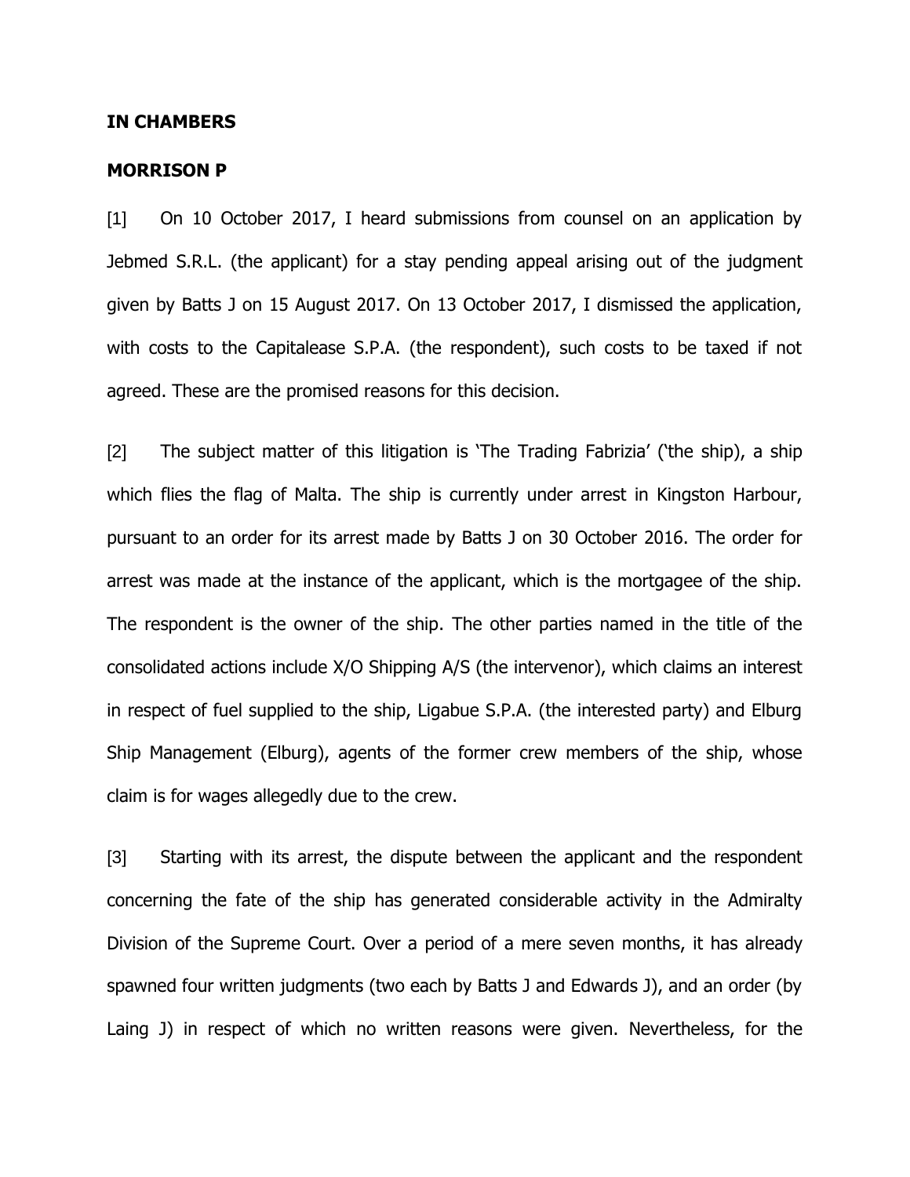**IN CHAMBERS**

**MORRISON P**

[1] On 10 October 2017, I heard submissions from counsel on an application by Jebmed S.R.L. (the applicant) for a stay pending appeal arising out of the judgment given by Batts J on 15 August 2017. On 13 October 2017, I dismissed the application, with costs to the Capitalease S.P.A. (the respondent), such costs to be taxed if not agreed. These are the promised reasons for this decision.

[2] The subject matter of this litigation is 'The Trading Fabrizia' ('the ship), a ship which flies the flag of Malta. The ship is currently under arrest in Kingston Harbour, pursuant to an order for its arrest made by Batts J on 30 October 2016. The order for arrest was made at the instance of the applicant, which is the mortgagee of the ship. The respondent is the owner of the ship. The other parties named in the title of the consolidated actions include X/O Shipping A/S (the intervenor), which claims an interest in respect of fuel supplied to the ship, Ligabue S.P.A. (the interested party) and Elburg Ship Management (Elburg), agents of the former crew members of the ship, whose claim is for wages allegedly due to the crew.

[3] Starting with its arrest, the dispute between the applicant and the respondent concerning the fate of the ship has generated considerable activity in the Admiralty Division of the Supreme Court. Over a period of a mere seven months, it has already spawned four written judgments (two each by Batts J and Edwards J), and an order (by Laing J) in respect of which no written reasons were given. Nevertheless, for the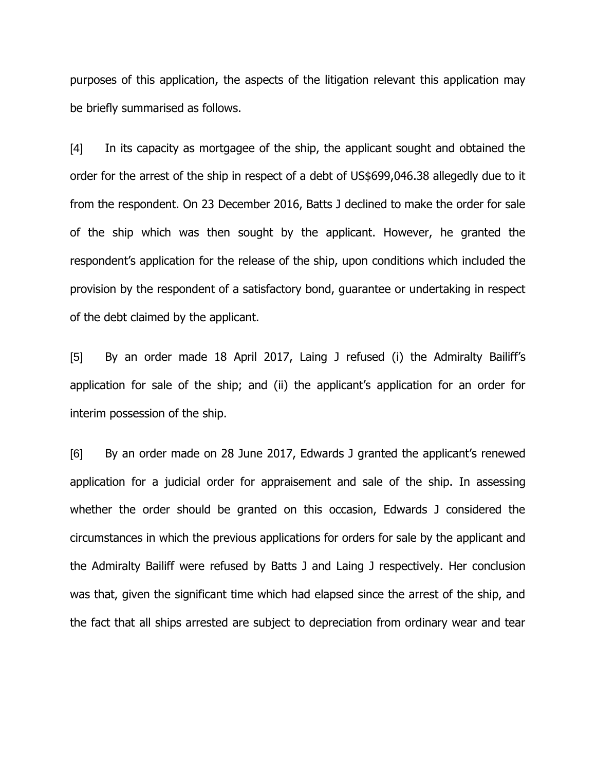purposes of this application, the aspects of the litigation relevant this application may be briefly summarised as follows.

[4] In its capacity as mortgagee of the ship, the applicant sought and obtained the order for the arrest of the ship in respect of a debt of US$699,046.38 allegedly due to it from the respondent. On 23 December 2016, Batts J declined to make the order for sale of the ship which was then sought by the applicant. However, he granted the respondent's application for the release of the ship, upon conditions which included the provision by the respondent of a satisfactory bond, guarantee or undertaking in respect of the debt claimed by the applicant.

[5] By an order made 18 April 2017, Laing J refused (i) the Admiralty Bailiff's application for sale of the ship; and (ii) the applicant's application for an order for interim possession of the ship.

[6] By an order made on 28 June 2017, Edwards J granted the applicant's renewed application for a judicial order for appraisement and sale of the ship. In assessing whether the order should be granted on this occasion, Edwards J considered the circumstances in which the previous applications for orders for sale by the applicant and the Admiralty Bailiff were refused by Batts J and Laing J respectively. Her conclusion was that, given the significant time which had elapsed since the arrest of the ship, and the fact that all ships arrested are subject to depreciation from ordinary wear and tear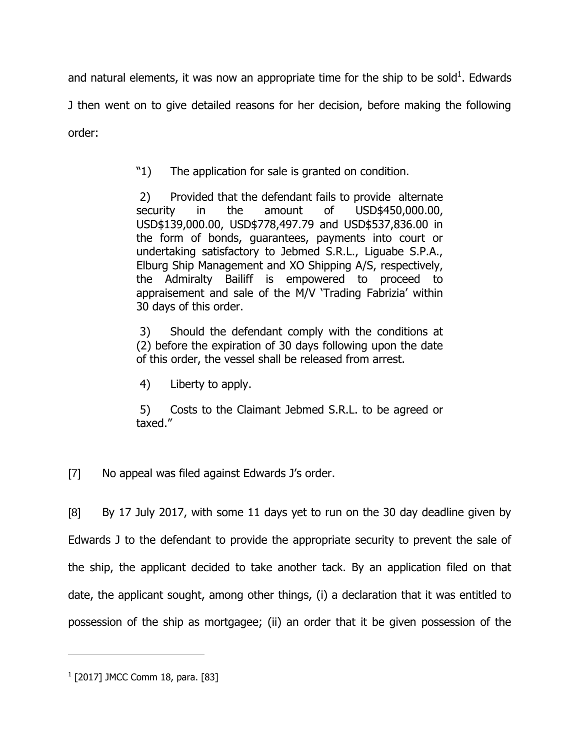and natural elements, it was now an appropriate time for the ship to be sold[1]. Edwards J then went on to give detailed reasons for her decision, before making the following order:

> "1) The application for sale is granted on condition.
>
> 2) Provided that the defendant fails to provide alternate security in the amount of USD$450,000.00, USD$139,000.00, USD$778,497.79 and USD$537,836.00 in the form of bonds, guarantees, payments into court or undertaking satisfactory to Jebmed S.R.L., Liguabe S.P.A., Elburg Ship Management and XO Shipping A/S, respectively, the Admiralty Bailiff is empowered to proceed to appraisement and sale of the M/V 'Trading Fabrizia' within 30 days of this order.
>
> 3) Should the defendant comply with the conditions at (2) before the expiration of 30 days following upon the date of this order, the vessel shall be released from arrest.
>
> 4) Liberty to apply.
>
> 5) Costs to the Claimant Jebmed S.R.L. to be agreed or taxed."

[7] No appeal was filed against Edwards J's order.

[8] By 17 July 2017, with some 11 days yet to run on the 30 day deadline given by Edwards J to the defendant to provide the appropriate security to prevent the sale of the ship, the applicant decided to take another tack. By an application filed on that date, the applicant sought, among other things, (i) a declaration that it was entitled to possession of the ship as mortgagee; (ii) an order that it be given possession of the

---

[1] [2017] JMCC Comm 18, para. [83]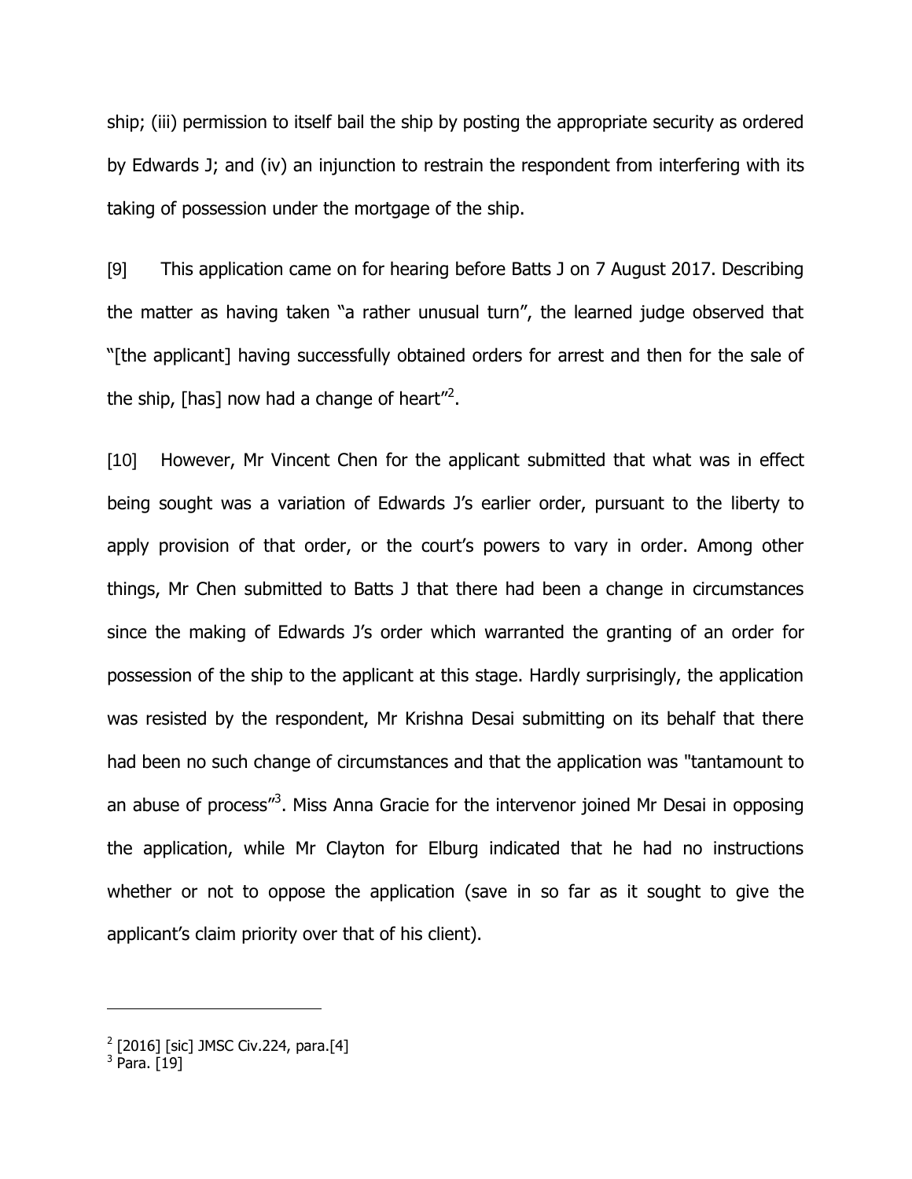ship; (iii) permission to itself bail the ship by posting the appropriate security as ordered by Edwards J; and (iv) an injunction to restrain the respondent from interfering with its taking of possession under the mortgage of the ship.

[9] This application came on for hearing before Batts J on 7 August 2017. Describing the matter as having taken "a rather unusual turn", the learned judge observed that "[the applicant] having successfully obtained orders for arrest and then for the sale of the ship, [has] now had a change of heart"[2].

[10] However, Mr Vincent Chen for the applicant submitted that what was in effect being sought was a variation of Edwards J's earlier order, pursuant to the liberty to apply provision of that order, or the court's powers to vary in order. Among other things, Mr Chen submitted to Batts J that there had been a change in circumstances since the making of Edwards J's order which warranted the granting of an order for possession of the ship to the applicant at this stage. Hardly surprisingly, the application was resisted by the respondent, Mr Krishna Desai submitting on its behalf that there had been no such change of circumstances and that the application was "tantamount to an abuse of process"[3]. Miss Anna Gracie for the intervenor joined Mr Desai in opposing the application, while Mr Clayton for Elburg indicated that he had no instructions whether or not to oppose the application (save in so far as it sought to give the applicant's claim priority over that of his client).

---

[2] [2016] [sic] JMSC Civ.224, para.[4]

[3] Para. [19]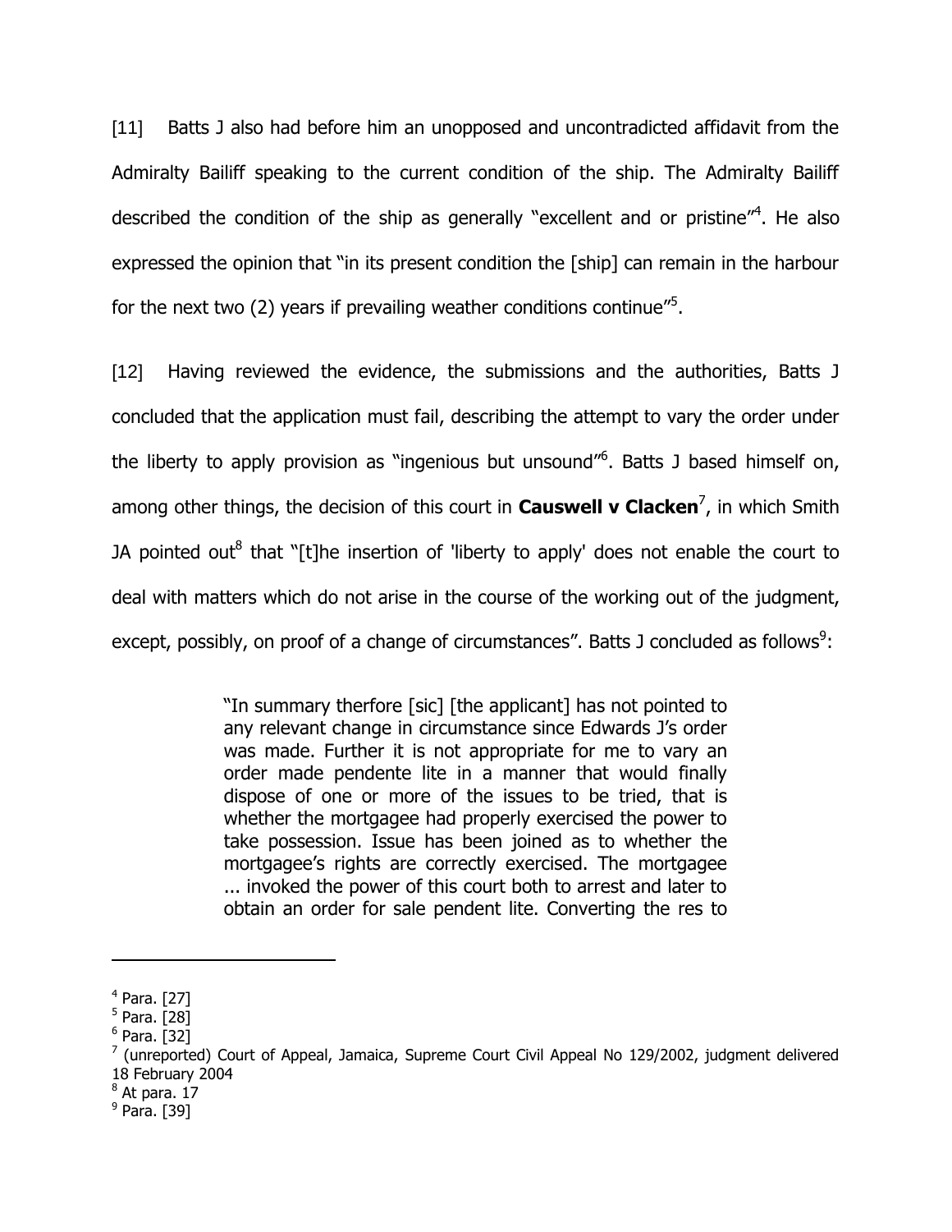[11] Batts J also had before him an unopposed and uncontradicted affidavit from the Admiralty Bailiff speaking to the current condition of the ship. The Admiralty Bailiff described the condition of the ship as generally "excellent and or pristine"[4]. He also expressed the opinion that "in its present condition the [ship] can remain in the harbour for the next two (2) years if prevailing weather conditions continue"[5].

[12] Having reviewed the evidence, the submissions and the authorities, Batts J concluded that the application must fail, describing the attempt to vary the order under the liberty to apply provision as "ingenious but unsound"[6]. Batts J based himself on, among other things, the decision of this court in **Causwell v Clacken**[7], in which Smith JA pointed out[8] that "[t]he insertion of 'liberty to apply' does not enable the court to deal with matters which do not arise in the course of the working out of the judgment, except, possibly, on proof of a change of circumstances". Batts J concluded as follows[9]:

> "In summary therfore [sic] [the applicant] has not pointed to any relevant change in circumstance since Edwards J's order was made. Further it is not appropriate for me to vary an order made pendente lite in a manner that would finally dispose of one or more of the issues to be tried, that is whether the mortgagee had properly exercised the power to take possession. Issue has been joined as to whether the mortgagee's rights are correctly exercised. The mortgagee ... invoked the power of this court both to arrest and later to obtain an order for sale pendent lite. Converting the res to

---

[4] Para. [27]

[5] Para. [28]

[6] Para. [32]

[7] (unreported) Court of Appeal, Jamaica, Supreme Court Civil Appeal No 129/2002, judgment delivered 18 February 2004

[8] At para. 17

[9] Para. [39]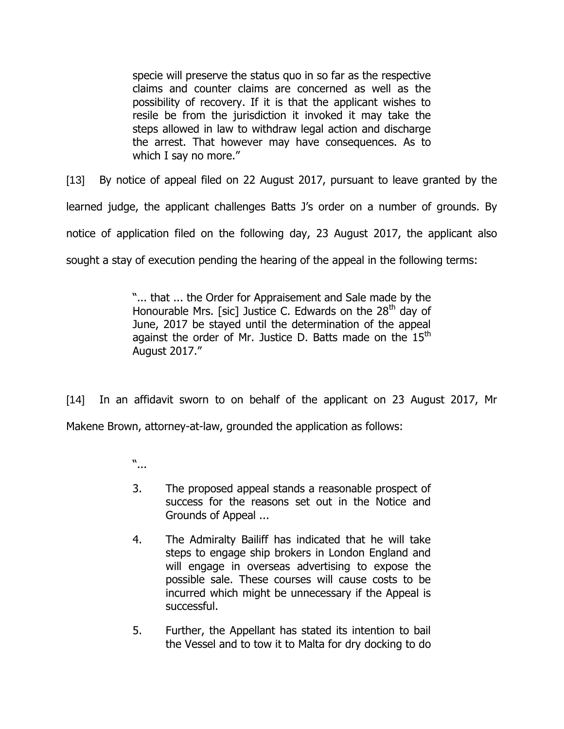> specie will preserve the status quo in so far as the respective claims and counter claims are concerned as well as the possibility of recovery. If it is that the applicant wishes to resile be from the jurisdiction it invoked it may take the steps allowed in law to withdraw legal action and discharge the arrest. That however may have consequences. As to which I say no more."

[13] By notice of appeal filed on 22 August 2017, pursuant to leave granted by the learned judge, the applicant challenges Batts J's order on a number of grounds. By notice of application filed on the following day, 23 August 2017, the applicant also sought a stay of execution pending the hearing of the appeal in the following terms:

> "... that ... the Order for Appraisement and Sale made by the Honourable Mrs. [sic] Justice C. Edwards on the 28th day of June, 2017 be stayed until the determination of the appeal against the order of Mr. Justice D. Batts made on the 15th August 2017."

[14] In an affidavit sworn to on behalf of the applicant on 23 August 2017, Mr Makene Brown, attorney-at-law, grounded the application as follows:

> "...
>
> 3. The proposed appeal stands a reasonable prospect of success for the reasons set out in the Notice and Grounds of Appeal ...
>
> 4. The Admiralty Bailiff has indicated that he will take steps to engage ship brokers in London England and will engage in overseas advertising to expose the possible sale. These courses will cause costs to be incurred which might be unnecessary if the Appeal is successful.
>
> 5. Further, the Appellant has stated its intention to bail the Vessel and to tow it to Malta for dry docking to do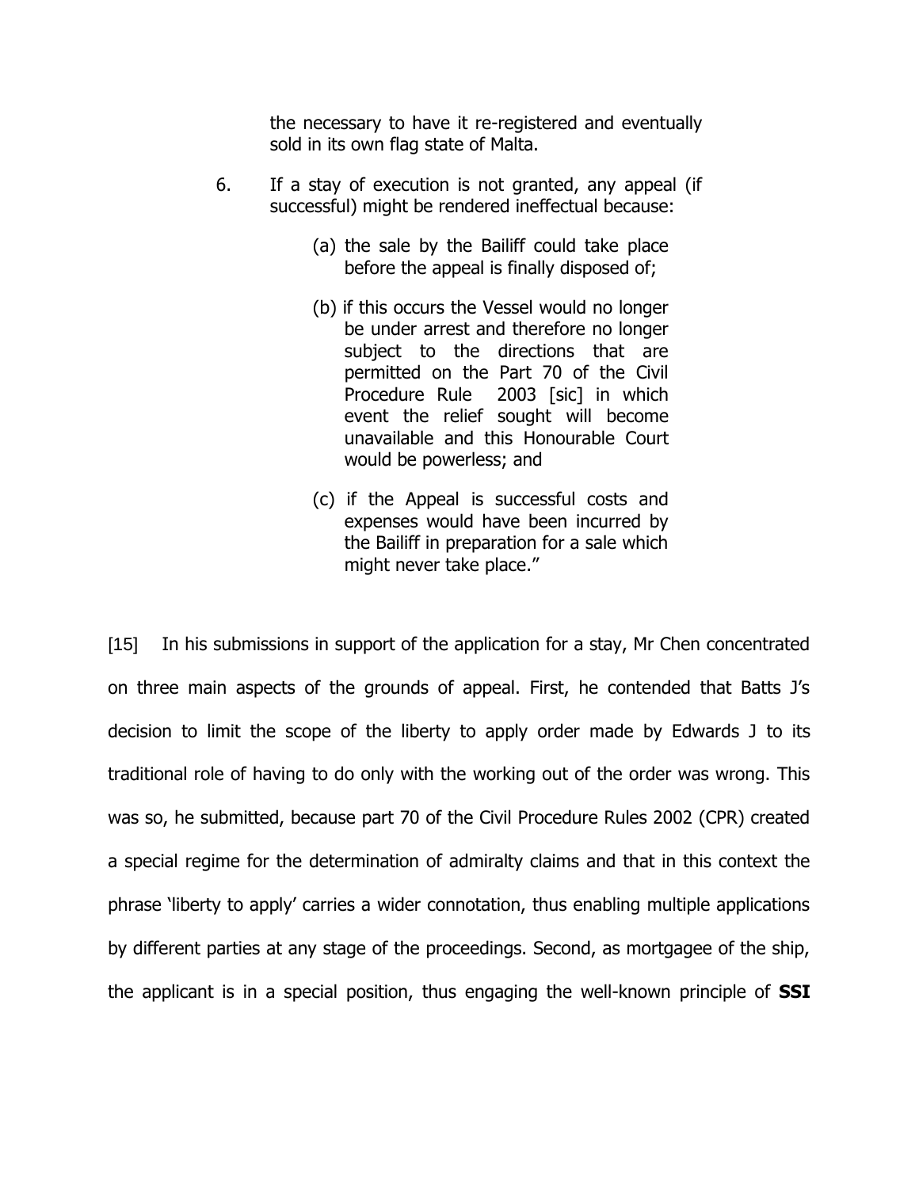> the necessary to have it re-registered and eventually sold in its own flag state of Malta.
>
> 6. If a stay of execution is not granted, any appeal (if successful) might be rendered ineffectual because:
>
>     (a) the sale by the Bailiff could take place before the appeal is finally disposed of;
>
>     (b) if this occurs the Vessel would no longer be under arrest and therefore no longer subject to the directions that are permitted on the Part 70 of the Civil Procedure Rule 2003 [sic] in which event the relief sought will become unavailable and this Honourable Court would be powerless; and
>
>     (c) if the Appeal is successful costs and expenses would have been incurred by the Bailiff in preparation for a sale which might never take place."

[15] In his submissions in support of the application for a stay, Mr Chen concentrated on three main aspects of the grounds of appeal. First, he contended that Batts J's decision to limit the scope of the liberty to apply order made by Edwards J to its traditional role of having to do only with the working out of the order was wrong. This was so, he submitted, because part 70 of the Civil Procedure Rules 2002 (CPR) created a special regime for the determination of admiralty claims and that in this context the phrase 'liberty to apply' carries a wider connotation, thus enabling multiple applications by different parties at any stage of the proceedings. Second, as mortgagee of the ship, the applicant is in a special position, thus engaging the well-known principle of **SSI**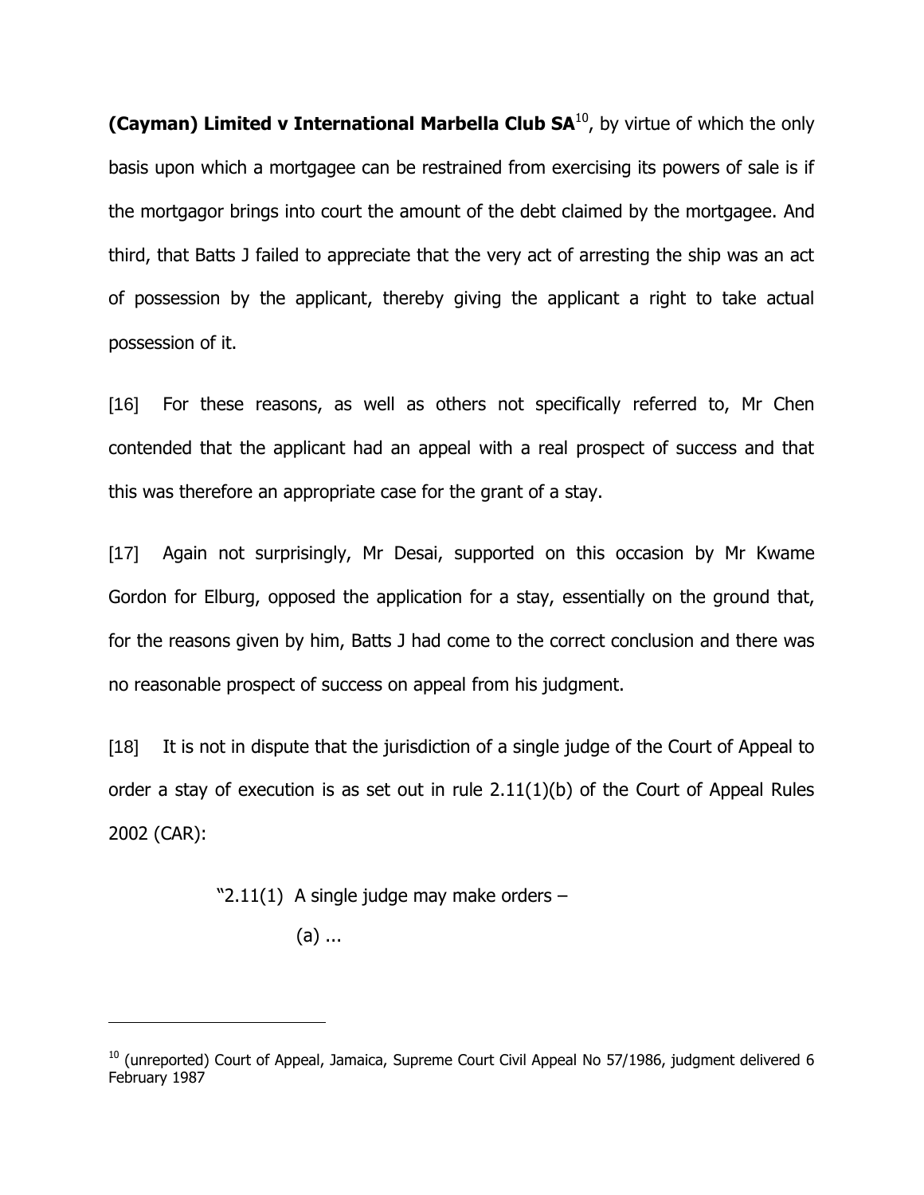**(Cayman) Limited v International Marbella Club SA**[10], by virtue of which the only basis upon which a mortgagee can be restrained from exercising its powers of sale is if the mortgagor brings into court the amount of the debt claimed by the mortgagee. And third, that Batts J failed to appreciate that the very act of arresting the ship was an act of possession by the applicant, thereby giving the applicant a right to take actual possession of it.

[16] For these reasons, as well as others not specifically referred to, Mr Chen contended that the applicant had an appeal with a real prospect of success and that this was therefore an appropriate case for the grant of a stay.

[17] Again not surprisingly, Mr Desai, supported on this occasion by Mr Kwame Gordon for Elburg, opposed the application for a stay, essentially on the ground that, for the reasons given by him, Batts J had come to the correct conclusion and there was no reasonable prospect of success on appeal from his judgment.

[18] It is not in dispute that the jurisdiction of a single judge of the Court of Appeal to order a stay of execution is as set out in rule 2.11(1)(b) of the Court of Appeal Rules 2002 (CAR):

> "2.11(1) A single judge may make orders –
>
> (a) ...

---

[10] (unreported) Court of Appeal, Jamaica, Supreme Court Civil Appeal No 57/1986, judgment delivered 6 February 1987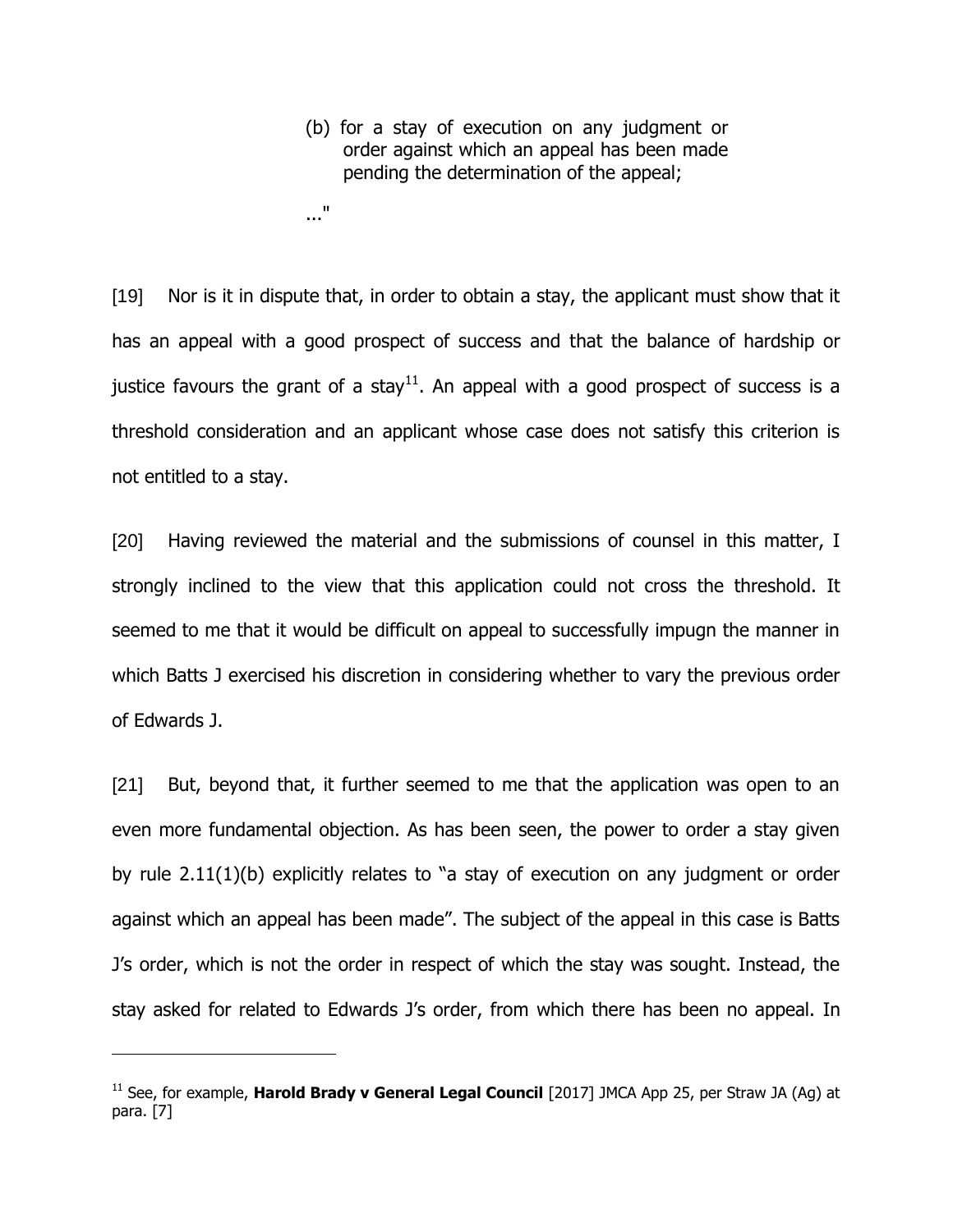> (b) for a stay of execution on any judgment or order against which an appeal has been made pending the determination of the appeal;
>
> ..."

[19] Nor is it in dispute that, in order to obtain a stay, the applicant must show that it has an appeal with a good prospect of success and that the balance of hardship or justice favours the grant of a stay[11]. An appeal with a good prospect of success is a threshold consideration and an applicant whose case does not satisfy this criterion is not entitled to a stay.

[20] Having reviewed the material and the submissions of counsel in this matter, I strongly inclined to the view that this application could not cross the threshold. It seemed to me that it would be difficult on appeal to successfully impugn the manner in which Batts J exercised his discretion in considering whether to vary the previous order of Edwards J.

[21] But, beyond that, it further seemed to me that the application was open to an even more fundamental objection. As has been seen, the power to order a stay given by rule 2.11(1)(b) explicitly relates to "a stay of execution on any judgment or order against which an appeal has been made". The subject of the appeal in this case is Batts J's order, which is not the order in respect of which the stay was sought. Instead, the stay asked for related to Edwards J's order, from which there has been no appeal. In

---

[11] See, for example, **Harold Brady v General Legal Council** [2017] JMCA App 25, per Straw JA (Ag) at para. [7]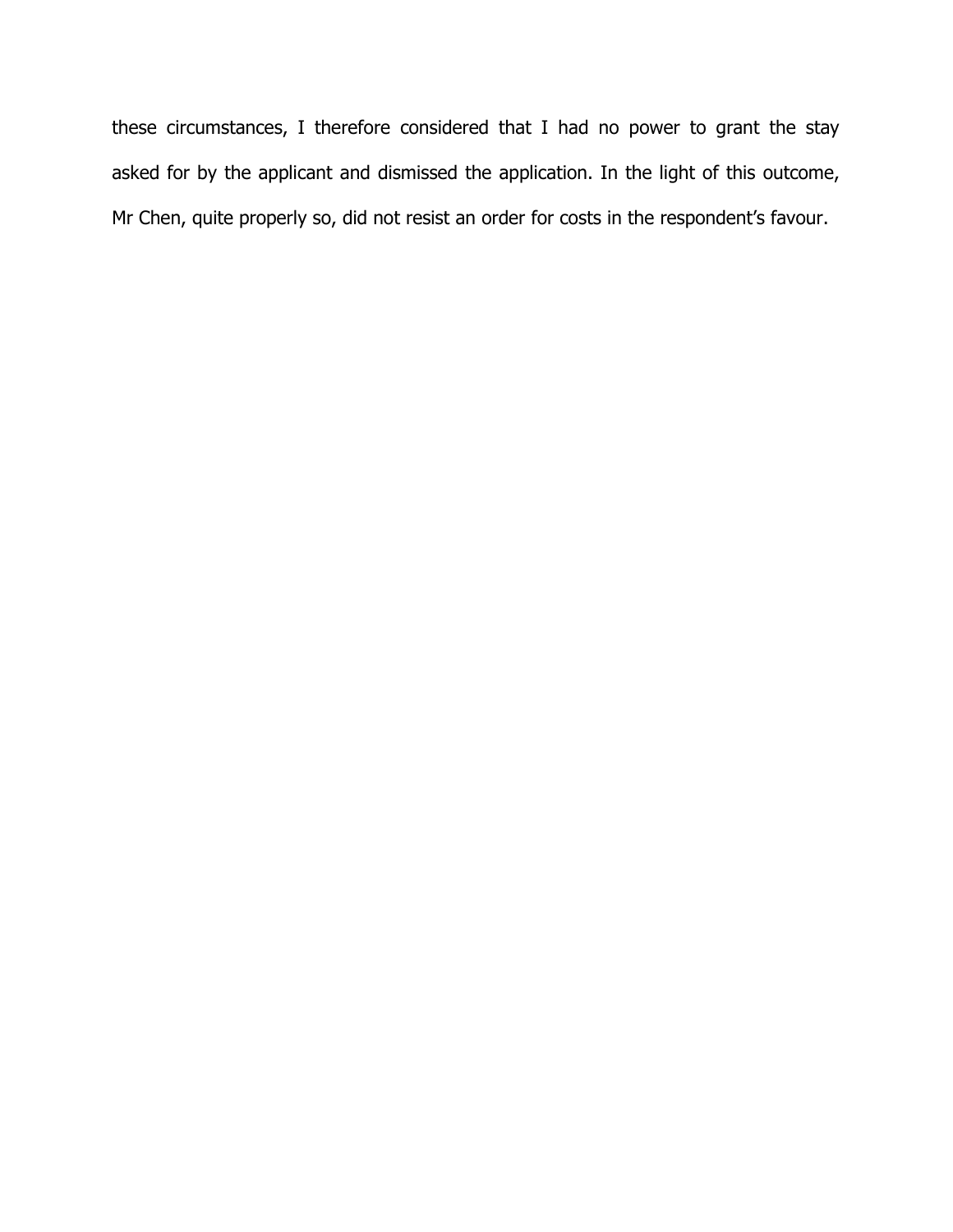these circumstances, I therefore considered that I had no power to grant the stay asked for by the applicant and dismissed the application. In the light of this outcome, Mr Chen, quite properly so, did not resist an order for costs in the respondent's favour.